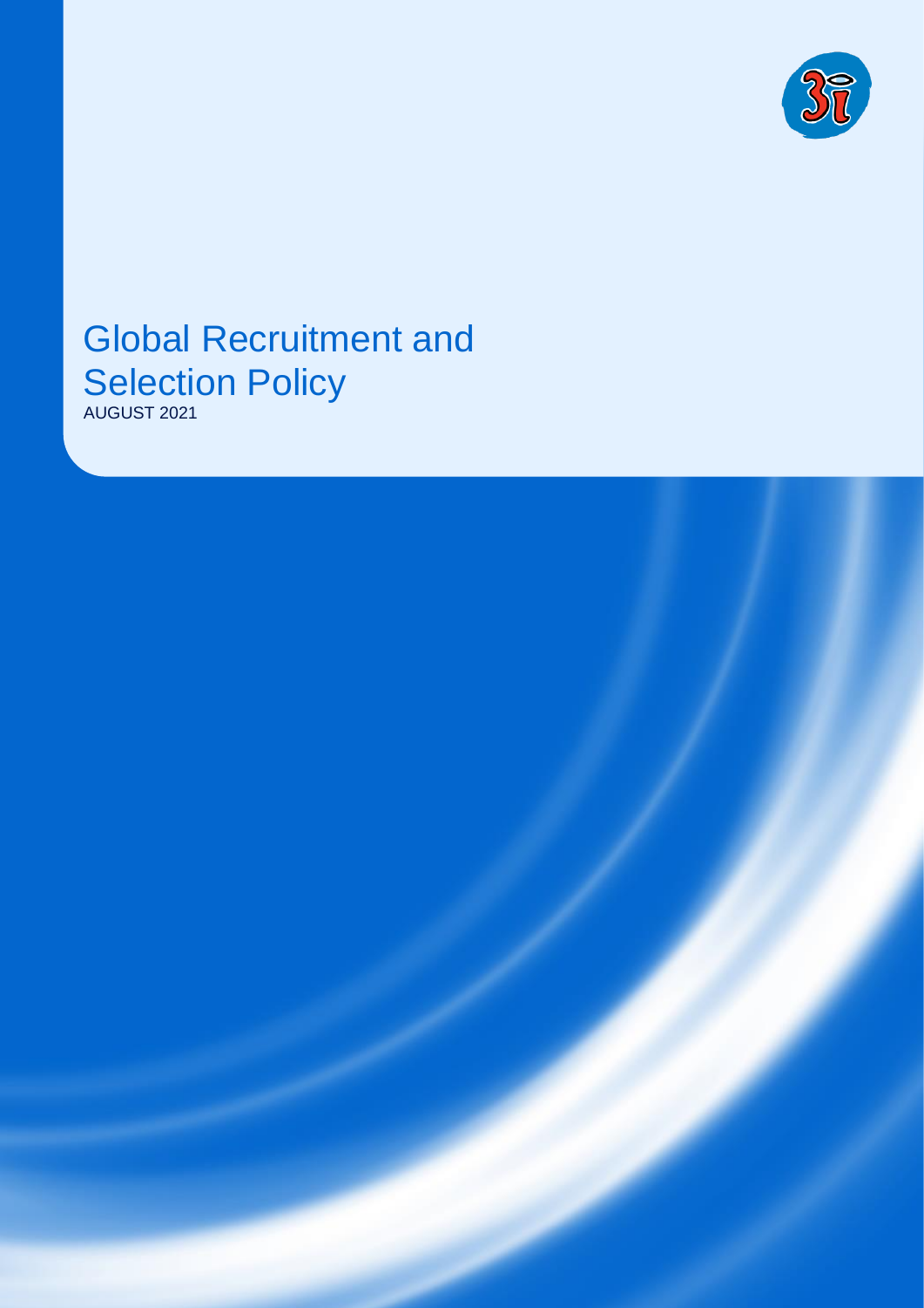# Global Recruitment and Selection Policy

AUGUST 2021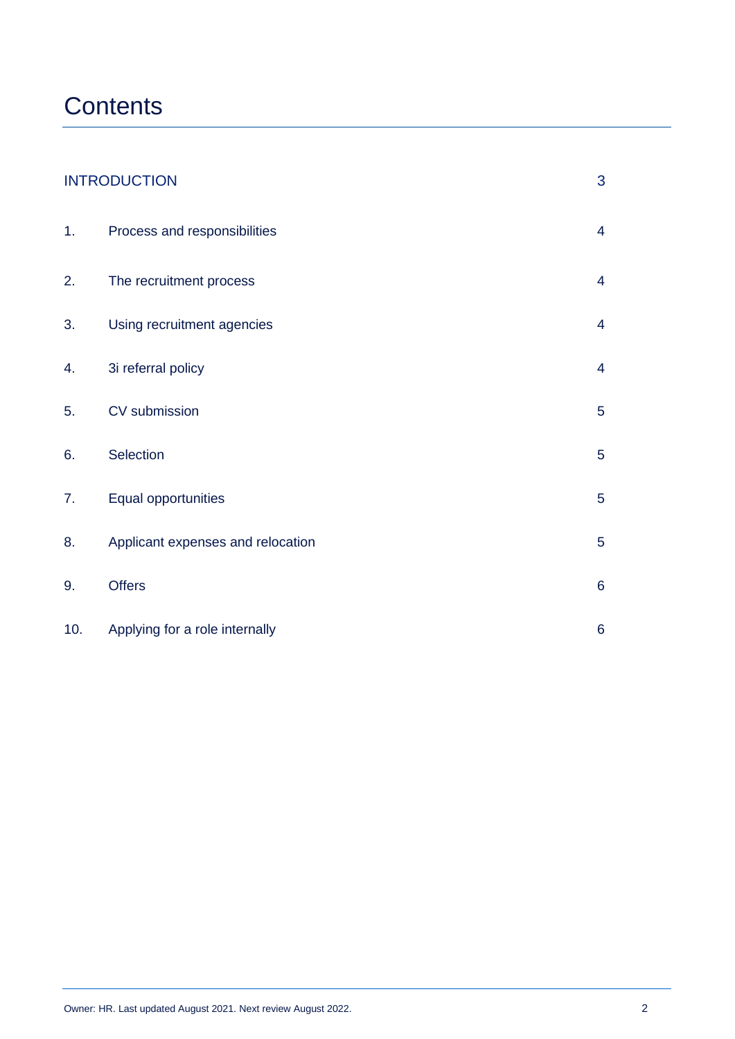# Contents

| | | |
|---|---|---|
| INTRODUCTION | | 3 |
| 1. | Process and responsibilities | 4 |
| 2. | The recruitment process | 4 |
| 3. | Using recruitment agencies | 4 |
| 4. | 3i referral policy | 4 |
| 5. | CV submission | 5 |
| 6. | Selection | 5 |
| 7. | Equal opportunities | 5 |
| 8. | Applicant expenses and relocation | 5 |
| 9. | Offers | 6 |
| 10. | Applying for a role internally | 6 |

Owner: HR. Last updated August 2021. Next review August 2022.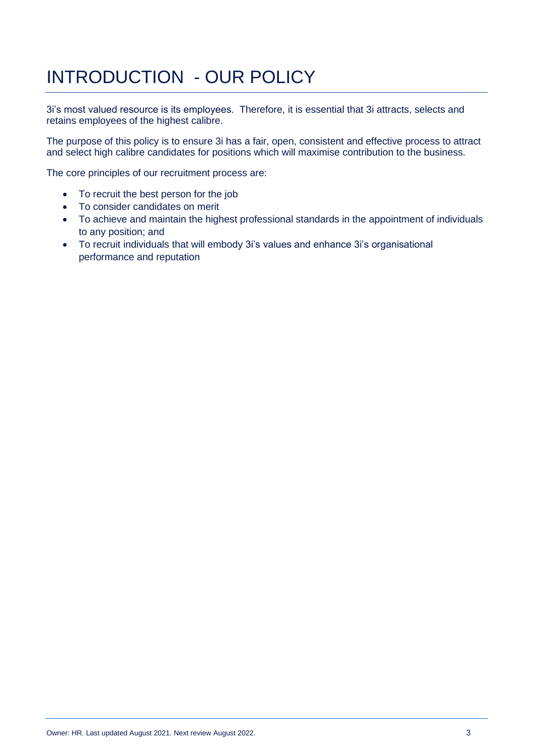# INTRODUCTION - OUR POLICY

3i's most valued resource is its employees. Therefore, it is essential that 3i attracts, selects and retains employees of the highest calibre.

The purpose of this policy is to ensure 3i has a fair, open, consistent and effective process to attract and select high calibre candidates for positions which will maximise contribution to the business.

The core principles of our recruitment process are:

- To recruit the best person for the job
- To consider candidates on merit
- To achieve and maintain the highest professional standards in the appointment of individuals to any position; and
- To recruit individuals that will embody 3i's values and enhance 3i's organisational performance and reputation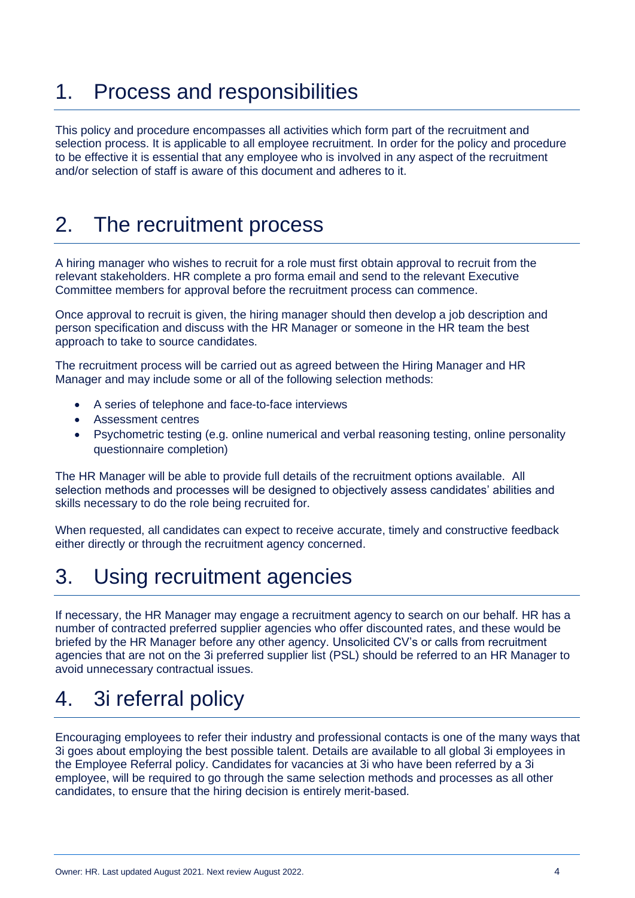# 1. Process and responsibilities

This policy and procedure encompasses all activities which form part of the recruitment and selection process. It is applicable to all employee recruitment. In order for the policy and procedure to be effective it is essential that any employee who is involved in any aspect of the recruitment and/or selection of staff is aware of this document and adheres to it.

# 2. The recruitment process

A hiring manager who wishes to recruit for a role must first obtain approval to recruit from the relevant stakeholders. HR complete a pro forma email and send to the relevant Executive Committee members for approval before the recruitment process can commence.

Once approval to recruit is given, the hiring manager should then develop a job description and person specification and discuss with the HR Manager or someone in the HR team the best approach to take to source candidates.

The recruitment process will be carried out as agreed between the Hiring Manager and HR Manager and may include some or all of the following selection methods:

- A series of telephone and face-to-face interviews
- Assessment centres
- Psychometric testing (e.g. online numerical and verbal reasoning testing, online personality questionnaire completion)

The HR Manager will be able to provide full details of the recruitment options available. All selection methods and processes will be designed to objectively assess candidates' abilities and skills necessary to do the role being recruited for.

When requested, all candidates can expect to receive accurate, timely and constructive feedback either directly or through the recruitment agency concerned.

# 3. Using recruitment agencies

If necessary, the HR Manager may engage a recruitment agency to search on our behalf. HR has a number of contracted preferred supplier agencies who offer discounted rates, and these would be briefed by the HR Manager before any other agency. Unsolicited CV's or calls from recruitment agencies that are not on the 3i preferred supplier list (PSL) should be referred to an HR Manager to avoid unnecessary contractual issues.

# 4. 3i referral policy

Encouraging employees to refer their industry and professional contacts is one of the many ways that 3i goes about employing the best possible talent. Details are available to all global 3i employees in the Employee Referral policy. Candidates for vacancies at 3i who have been referred by a 3i employee, will be required to go through the same selection methods and processes as all other candidates, to ensure that the hiring decision is entirely merit-based.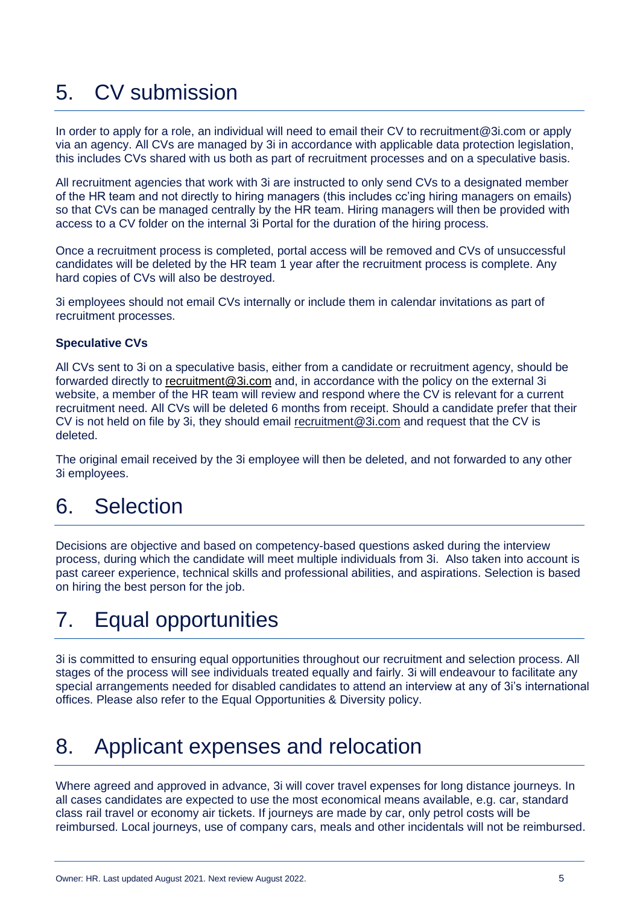# 5. CV submission

In order to apply for a role, an individual will need to email their CV to recruitment@3i.com or apply via an agency. All CVs are managed by 3i in accordance with applicable data protection legislation, this includes CVs shared with us both as part of recruitment processes and on a speculative basis.

All recruitment agencies that work with 3i are instructed to only send CVs to a designated member of the HR team and not directly to hiring managers (this includes cc'ing hiring managers on emails) so that CVs can be managed centrally by the HR team. Hiring managers will then be provided with access to a CV folder on the internal 3i Portal for the duration of the hiring process.

Once a recruitment process is completed, portal access will be removed and CVs of unsuccessful candidates will be deleted by the HR team 1 year after the recruitment process is complete. Any hard copies of CVs will also be destroyed.

3i employees should not email CVs internally or include them in calendar invitations as part of recruitment processes.

**Speculative CVs**

All CVs sent to 3i on a speculative basis, either from a candidate or recruitment agency, should be forwarded directly to recruitment@3i.com and, in accordance with the policy on the external 3i website, a member of the HR team will review and respond where the CV is relevant for a current recruitment need. All CVs will be deleted 6 months from receipt. Should a candidate prefer that their CV is not held on file by 3i, they should email recruitment@3i.com and request that the CV is deleted.

The original email received by the 3i employee will then be deleted, and not forwarded to any other 3i employees.

# 6. Selection

Decisions are objective and based on competency-based questions asked during the interview process, during which the candidate will meet multiple individuals from 3i. Also taken into account is past career experience, technical skills and professional abilities, and aspirations. Selection is based on hiring the best person for the job.

# 7. Equal opportunities

3i is committed to ensuring equal opportunities throughout our recruitment and selection process. All stages of the process will see individuals treated equally and fairly. 3i will endeavour to facilitate any special arrangements needed for disabled candidates to attend an interview at any of 3i's international offices. Please also refer to the Equal Opportunities & Diversity policy.

# 8. Applicant expenses and relocation

Where agreed and approved in advance, 3i will cover travel expenses for long distance journeys. In all cases candidates are expected to use the most economical means available, e.g. car, standard class rail travel or economy air tickets. If journeys are made by car, only petrol costs will be reimbursed. Local journeys, use of company cars, meals and other incidentals will not be reimbursed.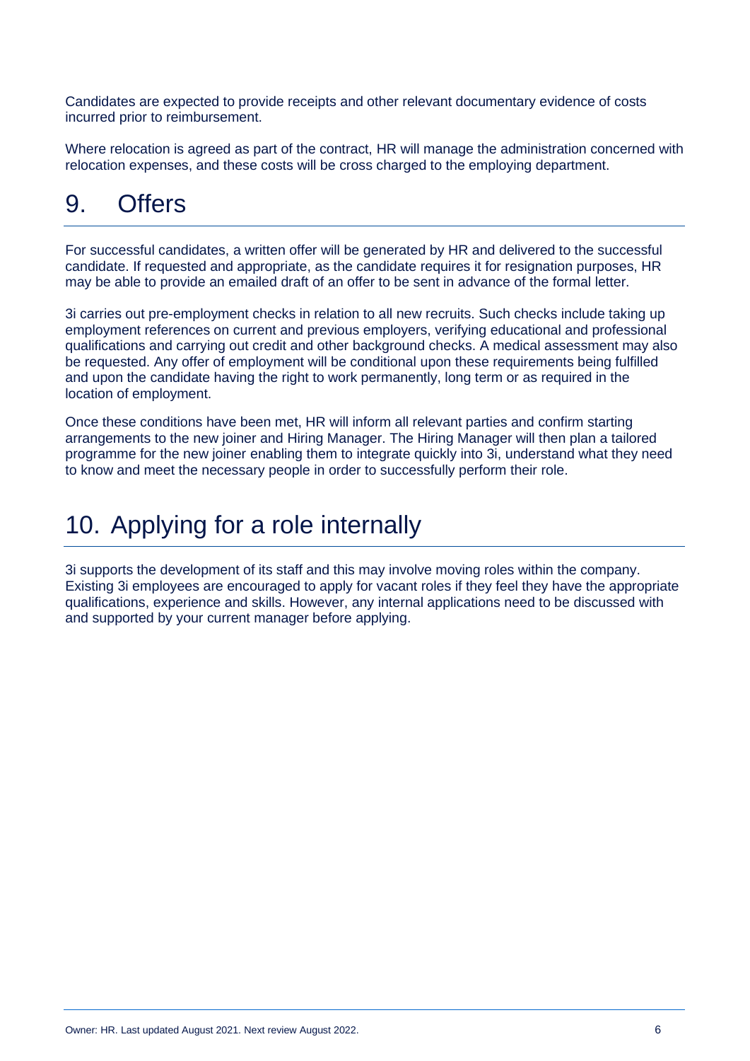Candidates are expected to provide receipts and other relevant documentary evidence of costs incurred prior to reimbursement.

Where relocation is agreed as part of the contract, HR will manage the administration concerned with relocation expenses, and these costs will be cross charged to the employing department.

# 9. Offers

For successful candidates, a written offer will be generated by HR and delivered to the successful candidate. If requested and appropriate, as the candidate requires it for resignation purposes, HR may be able to provide an emailed draft of an offer to be sent in advance of the formal letter.

3i carries out pre-employment checks in relation to all new recruits. Such checks include taking up employment references on current and previous employers, verifying educational and professional qualifications and carrying out credit and other background checks. A medical assessment may also be requested. Any offer of employment will be conditional upon these requirements being fulfilled and upon the candidate having the right to work permanently, long term or as required in the location of employment.

Once these conditions have been met, HR will inform all relevant parties and confirm starting arrangements to the new joiner and Hiring Manager. The Hiring Manager will then plan a tailored programme for the new joiner enabling them to integrate quickly into 3i, understand what they need to know and meet the necessary people in order to successfully perform their role.

# 10. Applying for a role internally

3i supports the development of its staff and this may involve moving roles within the company. Existing 3i employees are encouraged to apply for vacant roles if they feel they have the appropriate qualifications, experience and skills. However, any internal applications need to be discussed with and supported by your current manager before applying.